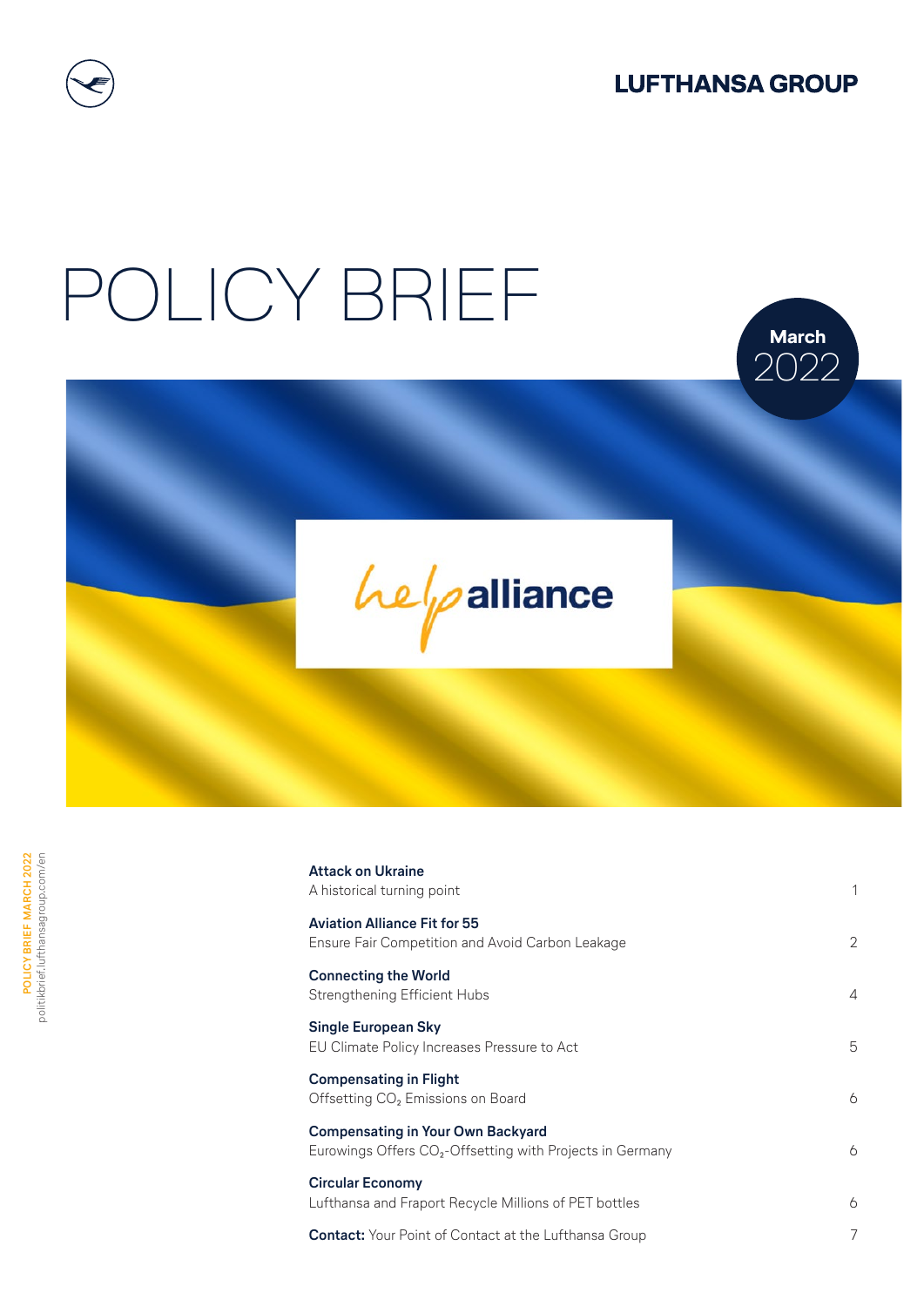LUFTHANSA GROUP

# POLICY BRIEF

March 2022

help alliance

POLICY BRIEF MARCH 2022
politikbrief.lufthansagroup.com/en

| | |
|---|---|
| **Attack on Ukraine**<br>A historical turning point | 1 |
| **Aviation Alliance Fit for 55**<br>Ensure Fair Competition and Avoid Carbon Leakage | 2 |
| **Connecting the World**<br>Strengthening Efficient Hubs | 4 |
| **Single European Sky**<br>EU Climate Policy Increases Pressure to Act | 5 |
| **Compensating in Flight**<br>Offsetting $CO_2$ Emissions on Board | 6 |
| **Compensating in Your Own Backyard**<br>Eurowings Offers $CO_2$-Offsetting with Projects in Germany | 6 |
| **Circular Economy**<br>Lufthansa and Fraport Recycle Millions of PET bottles | 6 |
| **Contact:** Your Point of Contact at the Lufthansa Group | 7 |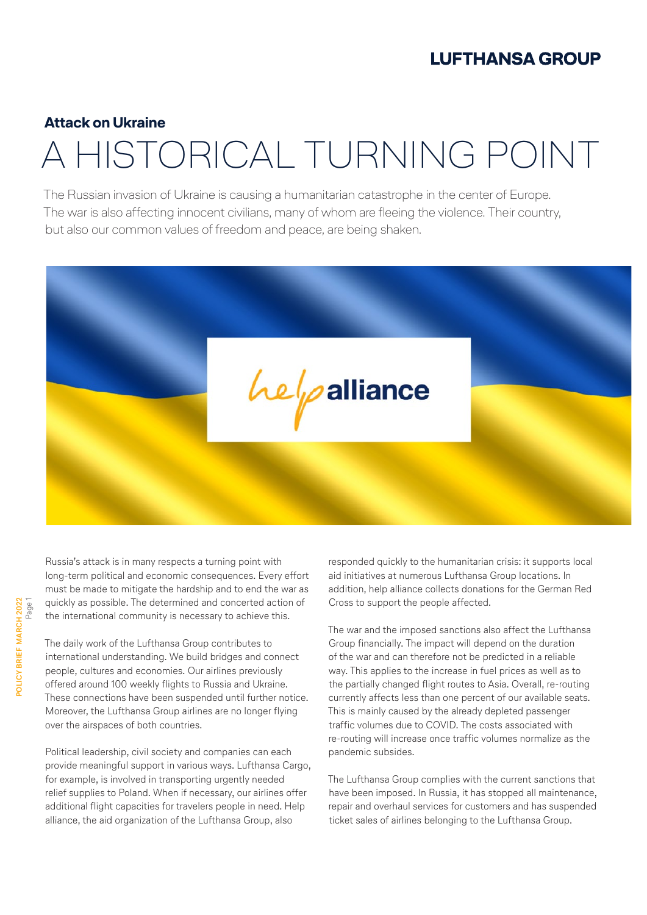**Attack on Ukraine**

# A HISTORICAL TURNING POINT

The Russian invasion of Ukraine is causing a humanitarian catastrophe in the center of Europe. The war is also affecting innocent civilians, many of whom are fleeing the violence. Their country, but also our common values of freedom and peace, are being shaken.

Russia's attack is in many respects a turning point with long-term political and economic consequences. Every effort must be made to mitigate the hardship and to end the war as quickly as possible. The determined and concerted action of the international community is necessary to achieve this.

The daily work of the Lufthansa Group contributes to international understanding. We build bridges and connect people, cultures and economies. Our airlines previously offered around 100 weekly flights to Russia and Ukraine. These connections have been suspended until further notice. Moreover, the Lufthansa Group airlines are no longer flying over the airspaces of both countries.

Political leadership, civil society and companies can each provide meaningful support in various ways. Lufthansa Cargo, for example, is involved in transporting urgently needed relief supplies to Poland. When if necessary, our airlines offer additional flight capacities for travelers people in need. Help alliance, the aid organization of the Lufthansa Group, also responded quickly to the humanitarian crisis: it supports local aid initiatives at numerous Lufthansa Group locations. In addition, help alliance collects donations for the German Red Cross to support the people affected.

The war and the imposed sanctions also affect the Lufthansa Group financially. The impact will depend on the duration of the war and can therefore not be predicted in a reliable way. This applies to the increase in fuel prices as well as to the partially changed flight routes to Asia. Overall, re-routing currently affects less than one percent of our available seats. This is mainly caused by the already depleted passenger traffic volumes due to COVID. The costs associated with re-routing will increase once traffic volumes normalize as the pandemic subsides.

The Lufthansa Group complies with the current sanctions that have been imposed. In Russia, it has stopped all maintenance, repair and overhaul services for customers and has suspended ticket sales of airlines belonging to the Lufthansa Group.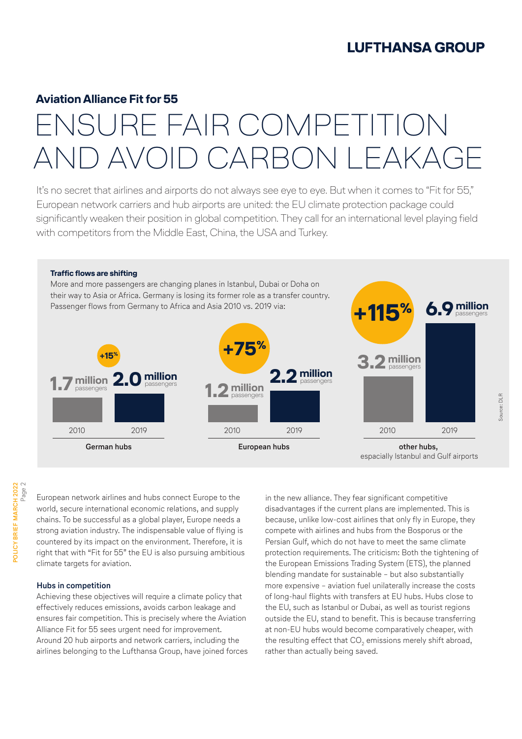## Aviation Alliance Fit for 55

# ENSURE FAIR COMPETITION AND AVOID CARBON LEAKAGE

It's no secret that airlines and airports do not always see eye to eye. But when it comes to "Fit for 55," European network carriers and hub airports are united: the EU climate protection package could significantly weaken their position in global competition. They call for an international level playing field with competitors from the Middle East, China, the USA and Turkey.

**Traffic flows are shifting**

More and more passengers are changing planes in Istanbul, Dubai or Doha on their way to Asia or Africa. Germany is losing its former role as a transfer country. Passenger flows from Germany to Africa and Asia 2010 vs. 2019 via:

| | 2010 | 2019 | Change |
|---|---|---|---|
| German hubs | 1.7 million passengers | 2.0 million passengers | +15% |
| European hubs | 1.2 million passengers | 2.2 million passengers | +75% |
| other hubs, espacially Istanbul and Gulf airports | 3.2 million passengers | 6.9 million passengers | +115% |

Source: DLR

European network airlines and hubs connect Europe to the world, secure international economic relations, and supply chains. To be successful as a global player, Europe needs a strong aviation industry. The indispensable value of flying is countered by its impact on the environment. Therefore, it is right that with "Fit for 55" the EU is also pursuing ambitious climate targets for aviation.

### Hubs in competition

Achieving these objectives will require a climate policy that effectively reduces emissions, avoids carbon leakage and ensures fair competition. This is precisely where the Aviation Alliance Fit for 55 sees urgent need for improvement. Around 20 hub airports and network carriers, including the airlines belonging to the Lufthansa Group, have joined forces in the new alliance. They fear significant competitive disadvantages if the current plans are implemented. This is because, unlike low-cost airlines that only fly in Europe, they compete with airlines and hubs from the Bosporus or the Persian Gulf, which do not have to meet the same climate protection requirements. The criticism: Both the tightening of the European Emissions Trading System (ETS), the planned blending mandate for sustainable – but also substantially more expensive – aviation fuel unilaterally increase the costs of long-haul flights with transfers at EU hubs. Hubs close to the EU, such as Istanbul or Dubai, as well as tourist regions outside the EU, stand to benefit. This is because transferring at non-EU hubs would become comparatively cheaper, with the resulting effect that $CO_2$ emissions merely shift abroad, rather than actually being saved.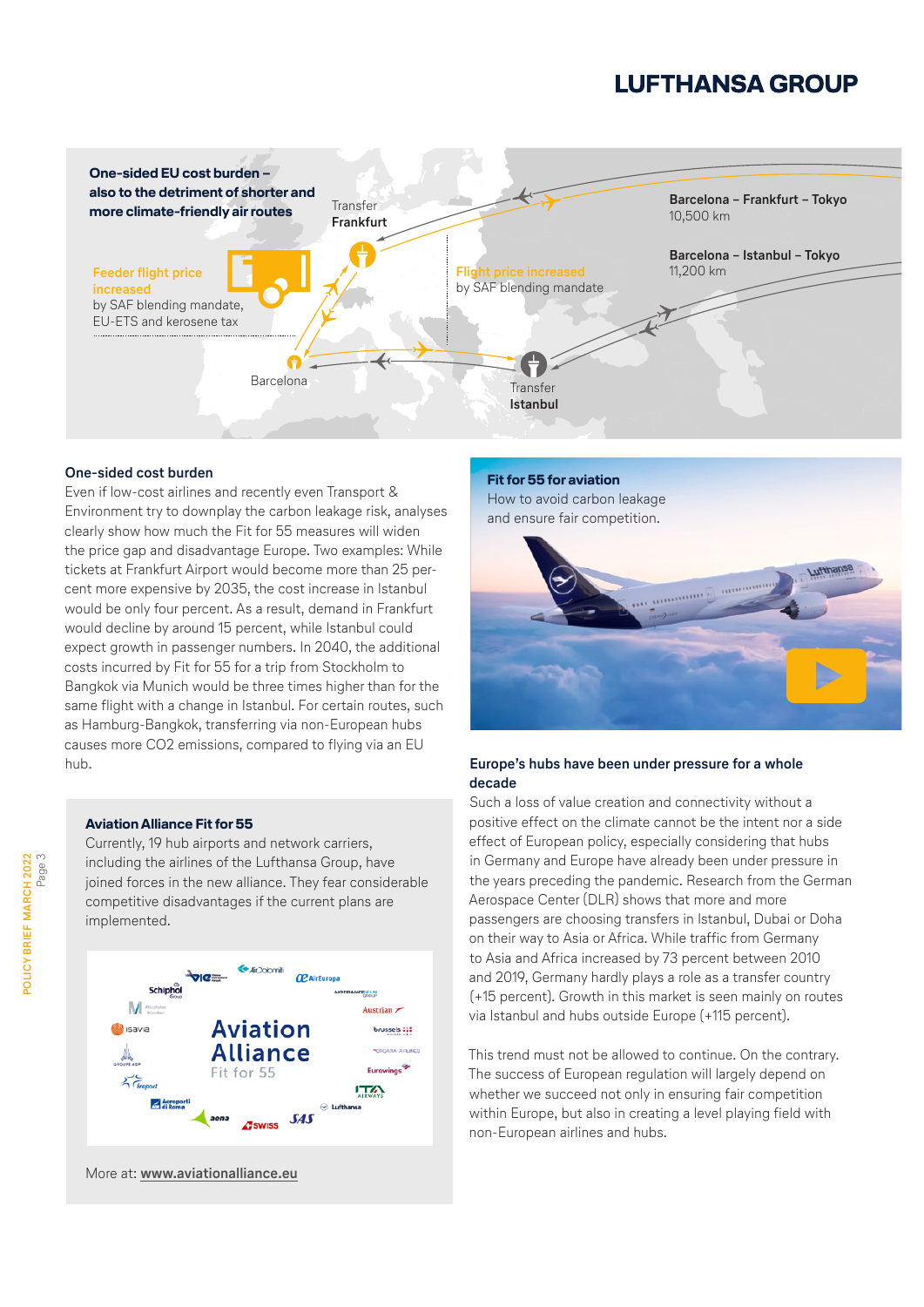## One-sided EU cost burden – also to the detriment of shorter and more climate-friendly air routes

Transfer **Frankfurt**

**Barcelona – Frankfurt – Tokyo**
10,500 km

**Barcelona – Istanbul – Tokyo**
11,200 km

Feeder flight price increased
by SAF blending mandate, EU-ETS and kerosene tax

Flight price increased
by SAF blending mandate

Barcelona

Transfer **Istanbul**

### One-sided cost burden

Even if low-cost airlines and recently even Transport & Environment try to downplay the carbon leakage risk, analyses clearly show how much the Fit for 55 measures will widen the price gap and disadvantage Europe. Two examples: While tickets at Frankfurt Airport would become more than 25 percent more expensive by 2035, the cost increase in Istanbul would be only four percent. As a result, demand in Frankfurt would decline by around 15 percent, while Istanbul could expect growth in passenger numbers. In 2040, the additional costs incurred by Fit for 55 for a trip from Stockholm to Bangkok via Munich would be three times higher than for the same flight with a change in Istanbul. For certain routes, such as Hamburg-Bangkok, transferring via non-European hubs causes more $CO_2$ emissions, compared to flying via an EU hub.

### Aviation Alliance Fit for 55

Currently, 19 hub airports and network carriers, including the airlines of the Lufthansa Group, have joined forces in the new alliance. They fear considerable competitive disadvantages if the current plans are implemented.

Aviation Alliance
Fit for 55

More at: **www.aviationalliance.eu**

### Fit for 55 for aviation

How to avoid carbon leakage and ensure fair competition.

### Europe's hubs have been under pressure for a whole decade

Such a loss of value creation and connectivity without a positive effect on the climate cannot be the intent nor a side effect of European policy, especially considering that hubs in Germany and Europe have already been under pressure in the years preceding the pandemic. Research from the German Aerospace Center (DLR) shows that more and more passengers are choosing transfers in Istanbul, Dubai or Doha on their way to Asia or Africa. While traffic from Germany to Asia and Africa increased by 73 percent between 2010 and 2019, Germany hardly plays a role as a transfer country (+15 percent). Growth in this market is seen mainly on routes via Istanbul and hubs outside Europe (+115 percent).

This trend must not be allowed to continue. On the contrary. The success of European regulation will largely depend on whether we succeed not only in ensuring fair competition within Europe, but also in creating a level playing field with non-European airlines and hubs.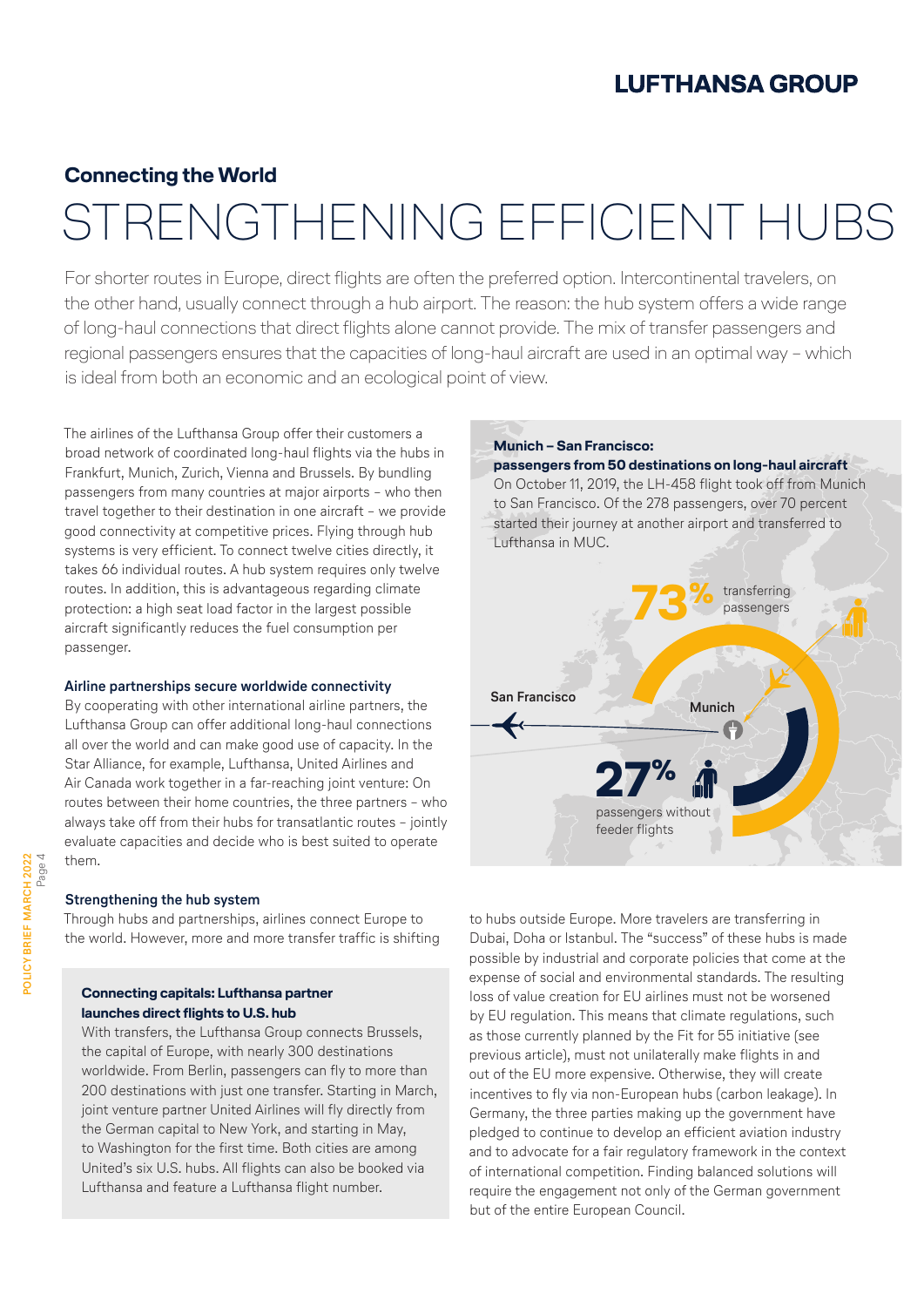## Connecting the World

# STRENGTHENING EFFICIENT HUBS

For shorter routes in Europe, direct flights are often the preferred option. Intercontinental travelers, on the other hand, usually connect through a hub airport. The reason: the hub system offers a wide range of long-haul connections that direct flights alone cannot provide. The mix of transfer passengers and regional passengers ensures that the capacities of long-haul aircraft are used in an optimal way – which is ideal from both an economic and an ecological point of view.

The airlines of the Lufthansa Group offer their customers a broad network of coordinated long-haul flights via the hubs in Frankfurt, Munich, Zurich, Vienna and Brussels. By bundling passengers from many countries at major airports – who then travel together to their destination in one aircraft – we provide good connectivity at competitive prices. Flying through hub systems is very efficient. To connect twelve cities directly, it takes 66 individual routes. A hub system requires only twelve routes. In addition, this is advantageous regarding climate protection: a high seat load factor in the largest possible aircraft significantly reduces the fuel consumption per passenger.

**Munich – San Francisco: passengers from 50 destinations on long-haul aircraft**

On October 11, 2019, the LH-458 flight took off from Munich to San Francisco. Of the 278 passengers, over 70 percent started their journey at another airport and transferred to Lufthansa in MUC.

San Francisco — Munich

**73%** transferring passengers

**27%** passengers without feeder flights

### Airline partnerships secure worldwide connectivity

By cooperating with other international airline partners, the Lufthansa Group can offer additional long-haul connections all over the world and can make good use of capacity. In the Star Alliance, for example, Lufthansa, United Airlines and Air Canada work together in a far-reaching joint venture: On routes between their home countries, the three partners – who always take off from their hubs for transatlantic routes – jointly evaluate capacities and decide who is best suited to operate them.

### Strengthening the hub system

Through hubs and partnerships, airlines connect Europe to the world. However, more and more transfer traffic is shifting to hubs outside Europe. More travelers are transferring in Dubai, Doha or Istanbul. The "success" of these hubs is made possible by industrial and corporate policies that come at the expense of social and environmental standards. The resulting loss of value creation for EU airlines must not be worsened by EU regulation. This means that climate regulations, such as those currently planned by the Fit for 55 initiative (see previous article), must not unilaterally make flights in and out of the EU more expensive. Otherwise, they will create incentives to fly via non-European hubs (carbon leakage). In Germany, the three parties making up the government have pledged to continue to develop an efficient aviation industry and to advocate for a fair regulatory framework in the context of international competition. Finding balanced solutions will require the engagement not only of the German government but of the entire European Council.

**Connecting capitals: Lufthansa partner launches direct flights to U.S. hub**

With transfers, the Lufthansa Group connects Brussels, the capital of Europe, with nearly 300 destinations worldwide. From Berlin, passengers can fly to more than 200 destinations with just one transfer. Starting in March, joint venture partner United Airlines will fly directly from the German capital to New York, and starting in May, to Washington for the first time. Both cities are among United's six U.S. hubs. All flights can also be booked via Lufthansa and feature a Lufthansa flight number.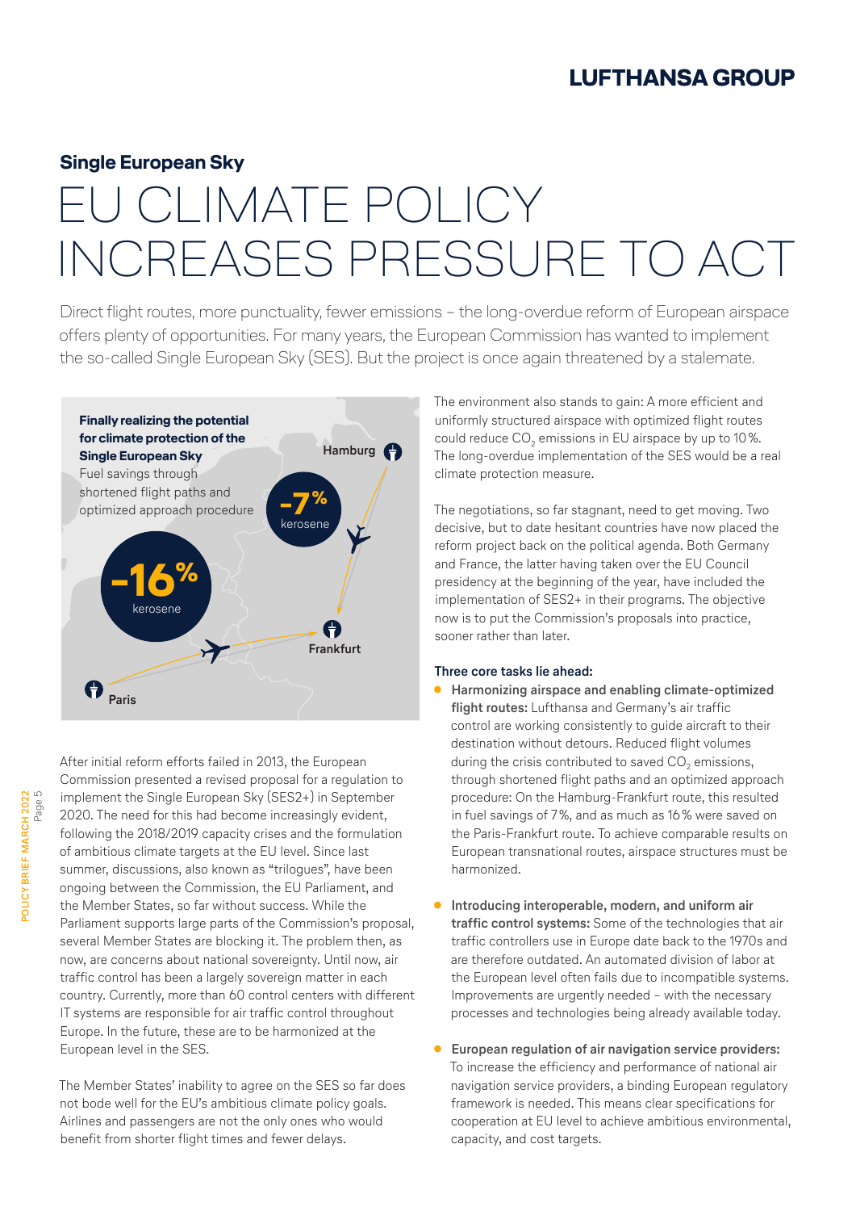## Single European Sky

# EU CLIMATE POLICY INCREASES PRESSURE TO ACT

Direct flight routes, more punctuality, fewer emissions – the long-overdue reform of European airspace offers plenty of opportunities. For many years, the European Commission has wanted to implement the so-called Single European Sky (SES). But the project is once again threatened by a stalemate.

**Finally realizing the potential for climate protection of the Single European Sky**
Fuel savings through shortened flight paths and optimized approach procedure

Hamburg

-7% kerosene

-16% kerosene

Frankfurt

Paris

After initial reform efforts failed in 2013, the European Commission presented a revised proposal for a regulation to implement the Single European Sky (SES2+) in September 2020. The need for this had become increasingly evident, following the 2018/2019 capacity crises and the formulation of ambitious climate targets at the EU level. Since last summer, discussions, also known as "trilogues", have been ongoing between the Commission, the EU Parliament, and the Member States, so far without success. While the Parliament supports large parts of the Commission's proposal, several Member States are blocking it. The problem then, as now, are concerns about national sovereignty. Until now, air traffic control has been a largely sovereign matter in each country. Currently, more than 60 control centers with different IT systems are responsible for air traffic control throughout Europe. In the future, these are to be harmonized at the European level in the SES.

The Member States' inability to agree on the SES so far does not bode well for the EU's ambitious climate policy goals. Airlines and passengers are not the only ones who would benefit from shorter flight times and fewer delays.

The environment also stands to gain: A more efficient and uniformly structured airspace with optimized flight routes could reduce $CO_2$ emissions in EU airspace by up to 10%. The long-overdue implementation of the SES would be a real climate protection measure.

The negotiations, so far stagnant, need to get moving. Two decisive, but to date hesitant countries have now placed the reform project back on the political agenda. Both Germany and France, the latter having taken over the EU Council presidency at the beginning of the year, have included the implementation of SES2+ in their programs. The objective now is to put the Commission's proposals into practice, sooner rather than later.

**Three core tasks lie ahead:**

- **Harmonizing airspace and enabling climate-optimized flight routes:** Lufthansa and Germany's air traffic control are working consistently to guide aircraft to their destination without detours. Reduced flight volumes during the crisis contributed to saved $CO_2$ emissions, through shortened flight paths and an optimized approach procedure: On the Hamburg-Frankfurt route, this resulted in fuel savings of 7%, and as much as 16% were saved on the Paris-Frankfurt route. To achieve comparable results on European transnational routes, airspace structures must be harmonized.

- **Introducing interoperable, modern, and uniform air traffic control systems:** Some of the technologies that air traffic controllers use in Europe date back to the 1970s and are therefore outdated. An automated division of labor at the European level often fails due to incompatible systems. Improvements are urgently needed – with the necessary processes and technologies being already available today.

- **European regulation of air navigation service providers:** To increase the efficiency and performance of national air navigation service providers, a binding European regulatory framework is needed. This means clear specifications for cooperation at EU level to achieve ambitious environmental, capacity, and cost targets.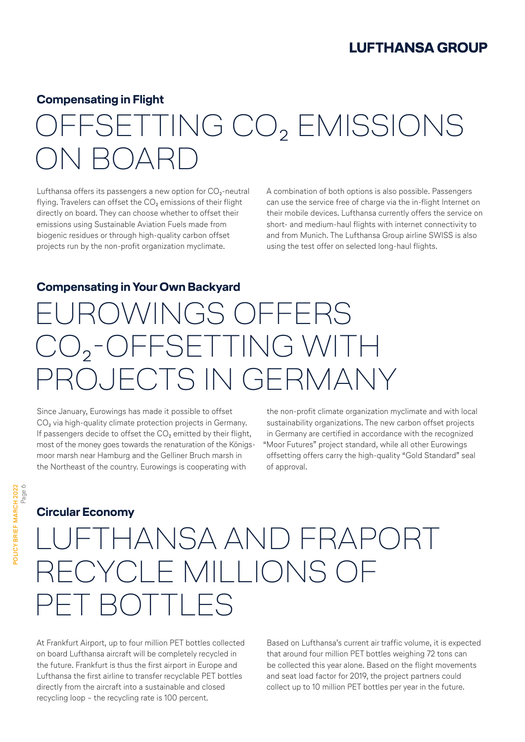### Compensating in Flight

# OFFSETTING $CO_2$ EMISSIONS ON BOARD

Lufthansa offers its passengers a new option for $CO_2$-neutral flying. Travelers can offset the $CO_2$ emissions of their flight directly on board. They can choose whether to offset their emissions using Sustainable Aviation Fuels made from biogenic residues or through high-quality carbon offset projects run by the non-profit organization myclimate.

A combination of both options is also possible. Passengers can use the service free of charge via the in-flight Internet on their mobile devices. Lufthansa currently offers the service on short- and medium-haul flights with internet connectivity to and from Munich. The Lufthansa Group airline SWISS is also using the test offer on selected long-haul flights.

### Compensating in Your Own Backyard

# EUROWINGS OFFERS $CO_2$-OFFSETTING WITH PROJECTS IN GERMANY

Since January, Eurowings has made it possible to offset $CO_2$ via high-quality climate protection projects in Germany. If passengers decide to offset the $CO_2$ emitted by their flight, most of the money goes towards the renaturation of the Königsmoor marsh near Hamburg and the Gelliner Bruch marsh in the Northeast of the country. Eurowings is cooperating with the non-profit climate organization myclimate and with local sustainability organizations. The new carbon offset projects in Germany are certified in accordance with the recognized "Moor Futures" project standard, while all other Eurowings offsetting offers carry the high-quality "Gold Standard" seal of approval.

### Circular Economy

# LUFTHANSA AND FRAPORT RECYCLE MILLIONS OF PET BOTTLES

At Frankfurt Airport, up to four million PET bottles collected on board Lufthansa aircraft will be completely recycled in the future. Frankfurt is thus the first airport in Europe and Lufthansa the first airline to transfer recyclable PET bottles directly from the aircraft into a sustainable and closed recycling loop – the recycling rate is 100 percent.

Based on Lufthansa's current air traffic volume, it is expected that around four million PET bottles weighing 72 tons can be collected this year alone. Based on the flight movements and seat load factor for 2019, the project partners could collect up to 10 million PET bottles per year in the future.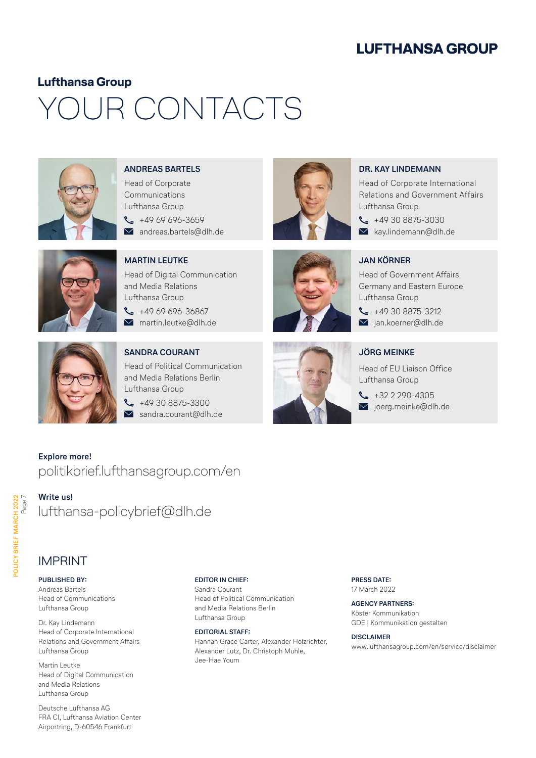LUFTHANSA GROUP

**Lufthansa Group**

# YOUR CONTACTS

**ANDREAS BARTELS**
Head of Corporate Communications
Lufthansa Group
+49 69 696-3659
andreas.bartels@dlh.de

**DR. KAY LINDEMANN**
Head of Corporate International Relations and Government Affairs
Lufthansa Group
+49 30 8875-3030
kay.lindemann@dlh.de

**MARTIN LEUTKE**
Head of Digital Communication and Media Relations
Lufthansa Group
+49 69 696-36867
martin.leutke@dlh.de

**JAN KÖRNER**
Head of Government Affairs Germany and Eastern Europe
Lufthansa Group
+49 30 8875-3212
jan.koerner@dlh.de

**SANDRA COURANT**
Head of Political Communication and Media Relations Berlin
Lufthansa Group
+49 30 8875-3300
sandra.courant@dlh.de

**JÖRG MEINKE**
Head of EU Liaison Office
Lufthansa Group
+32 2 290-4305
joerg.meinke@dlh.de

**Explore more!**
politikbrief.lufthansagroup.com/en

**Write us!**
lufthansa-policybrief@dlh.de

## IMPRINT

**PUBLISHED BY:**
Andreas Bartels
Head of Communications
Lufthansa Group

Dr. Kay Lindemann
Head of Corporate International Relations and Government Affairs
Lufthansa Group

Martin Leutke
Head of Digital Communication and Media Relations
Lufthansa Group

Deutsche Lufthansa AG
FRA CI, Lufthansa Aviation Center
Airportring, D-60546 Frankfurt

**EDITOR IN CHIEF:**
Sandra Courant
Head of Political Communication and Media Relations Berlin
Lufthansa Group

**EDITORIAL STAFF:**
Hannah Grace Carter, Alexander Holzrichter, Alexander Lutz, Dr. Christoph Muhle, Jee-Hae Youm

**PRESS DATE:**
17 March 2022

**AGENCY PARTNERS:**
Köster Kommunikation
GDE | Kommunikation gestalten

**DISCLAIMER**
www.lufthansagroup.com/en/service/disclaimer